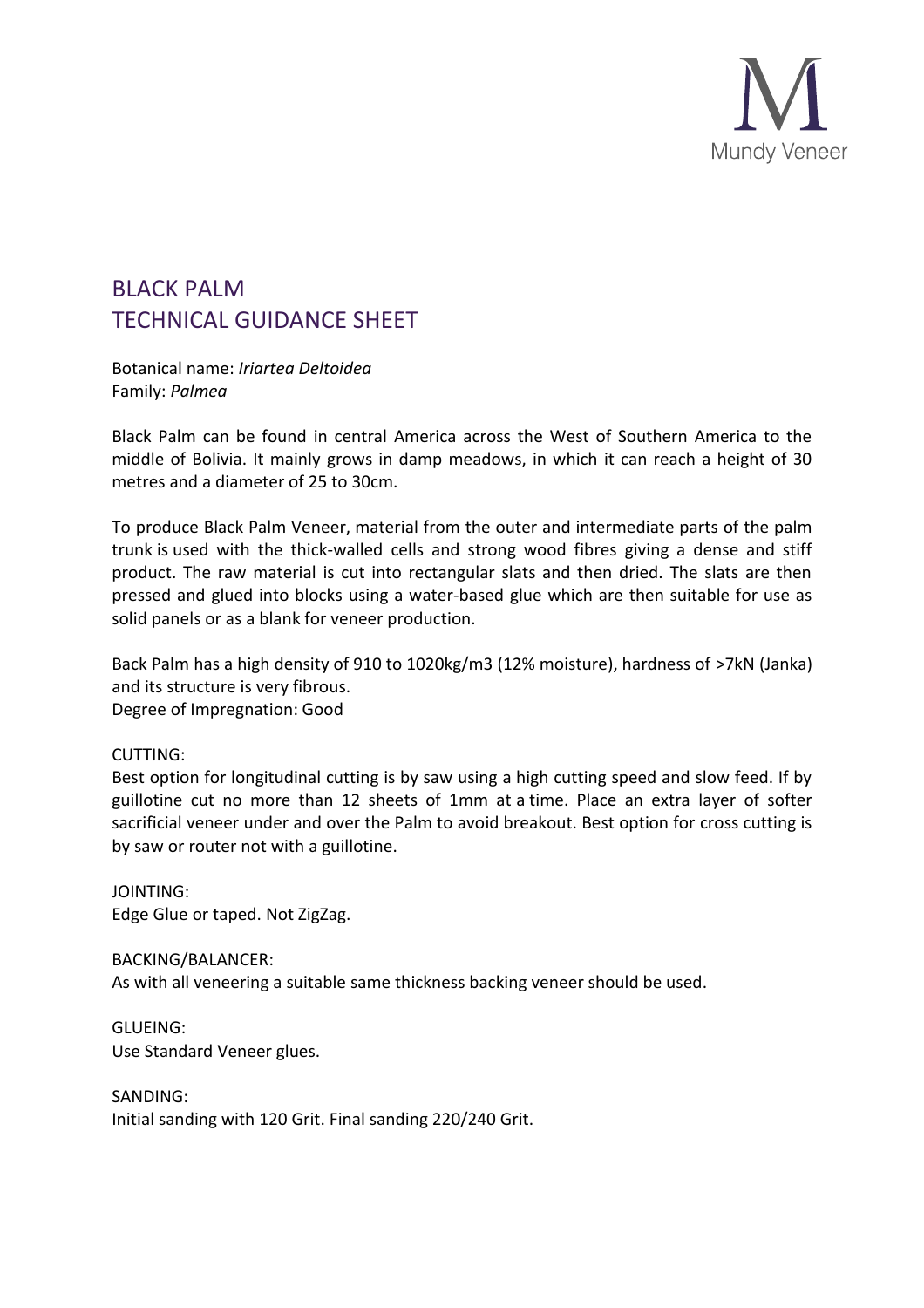Mundy Veneer

# BLACK PALM
# TECHNICAL GUIDANCE SHEET

Botanical name: *Iriartea Deltoidea*
Family: *Palmea*

Black Palm can be found in central America across the West of Southern America to the middle of Bolivia. It mainly grows in damp meadows, in which it can reach a height of 30 metres and a diameter of 25 to 30cm.

To produce Black Palm Veneer, material from the outer and intermediate parts of the palm trunk is used with the thick-walled cells and strong wood fibres giving a dense and stiff product. The raw material is cut into rectangular slats and then dried. The slats are then pressed and glued into blocks using a water-based glue which are then suitable for use as solid panels or as a blank for veneer production.

Back Palm has a high density of 910 to 1020kg/m3 (12% moisture), hardness of >7kN (Janka) and its structure is very fibrous.
Degree of Impregnation: Good

CUTTING:
Best option for longitudinal cutting is by saw using a high cutting speed and slow feed. If by guillotine cut no more than 12 sheets of 1mm at a time. Place an extra layer of softer sacrificial veneer under and over the Palm to avoid breakout. Best option for cross cutting is by saw or router not with a guillotine.

JOINTING:
Edge Glue or taped. Not ZigZag.

BACKING/BALANCER:
As with all veneering a suitable same thickness backing veneer should be used.

GLUEING:
Use Standard Veneer glues.

SANDING:
Initial sanding with 120 Grit. Final sanding 220/240 Grit.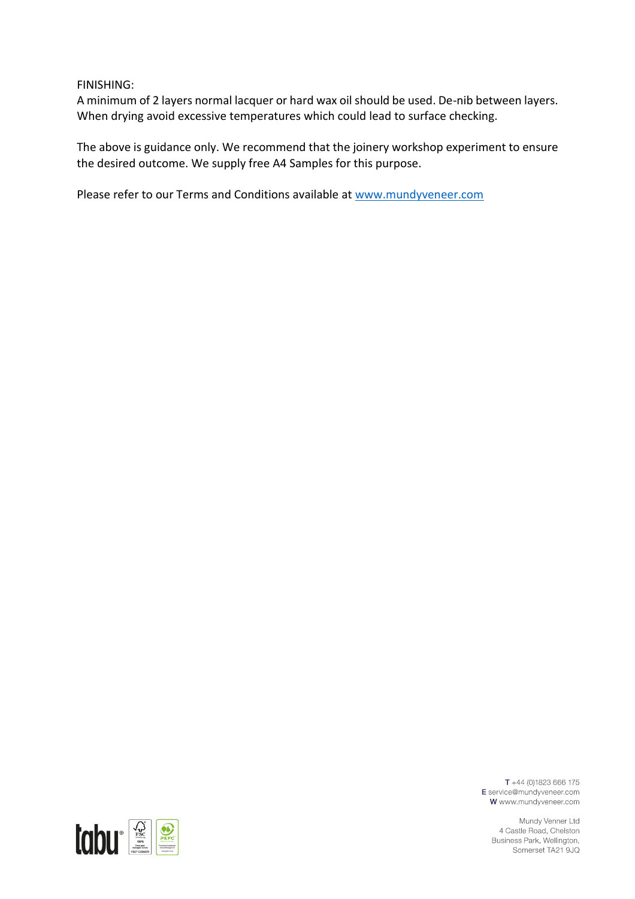FINISHING:
A minimum of 2 layers normal lacquer or hard wax oil should be used. De-nib between layers. When drying avoid excessive temperatures which could lead to surface checking.

The above is guidance only. We recommend that the joinery workshop experiment to ensure the desired outcome. We supply free A4 Samples for this purpose.

Please refer to our Terms and Conditions available at www.mundyveneer.com

**T** +44 (0)1823 666 175
**E** service@mundyveneer.com
**W** www.mundyveneer.com

Mundy Venner Ltd
4 Castle Road, Chelston
Business Park, Wellington,
Somerset TA21 9JQ